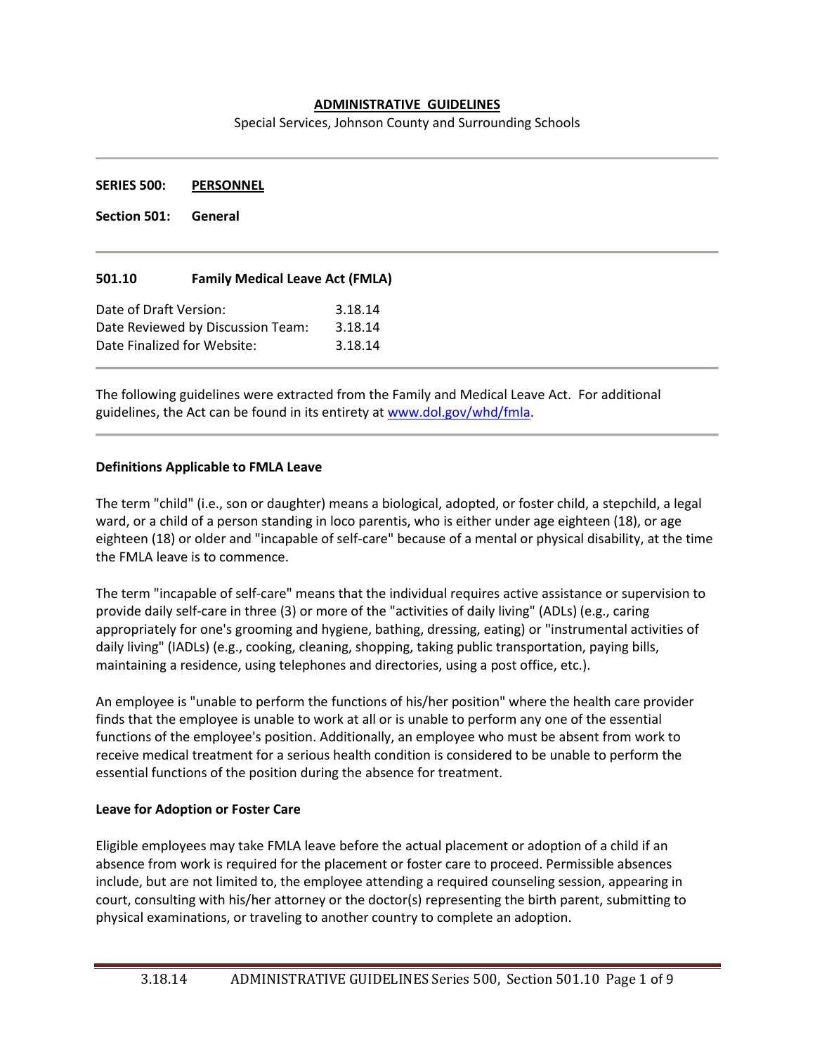# ADMINISTRATIVE GUIDELINES

Special Services, Johnson County and Surrounding Schools

---

**SERIES 500: PERSONNEL**

**Section 501: General**

---

## 501.10 Family Medical Leave Act (FMLA)

| | |
|---|---|
| Date of Draft Version: | 3.18.14 |
| Date Reviewed by Discussion Team: | 3.18.14 |
| Date Finalized for Website: | 3.18.14 |

---

The following guidelines were extracted from the Family and Medical Leave Act. For additional guidelines, the Act can be found in its entirety at www.dol.gov/whd/fmla.

---

### Definitions Applicable to FMLA Leave

The term "child" (i.e., son or daughter) means a biological, adopted, or foster child, a stepchild, a legal ward, or a child of a person standing in loco parentis, who is either under age eighteen (18), or age eighteen (18) or older and "incapable of self-care" because of a mental or physical disability, at the time the FMLA leave is to commence.

The term "incapable of self-care" means that the individual requires active assistance or supervision to provide daily self-care in three (3) or more of the "activities of daily living" (ADLs) (e.g., caring appropriately for one's grooming and hygiene, bathing, dressing, eating) or "instrumental activities of daily living" (IADLs) (e.g., cooking, cleaning, shopping, taking public transportation, paying bills, maintaining a residence, using telephones and directories, using a post office, etc.).

An employee is "unable to perform the functions of his/her position" where the health care provider finds that the employee is unable to work at all or is unable to perform any one of the essential functions of the employee's position. Additionally, an employee who must be absent from work to receive medical treatment for a serious health condition is considered to be unable to perform the essential functions of the position during the absence for treatment.

### Leave for Adoption or Foster Care

Eligible employees may take FMLA leave before the actual placement or adoption of a child if an absence from work is required for the placement or foster care to proceed. Permissible absences include, but are not limited to, the employee attending a required counseling session, appearing in court, consulting with his/her attorney or the doctor(s) representing the birth parent, submitting to physical examinations, or traveling to another country to complete an adoption.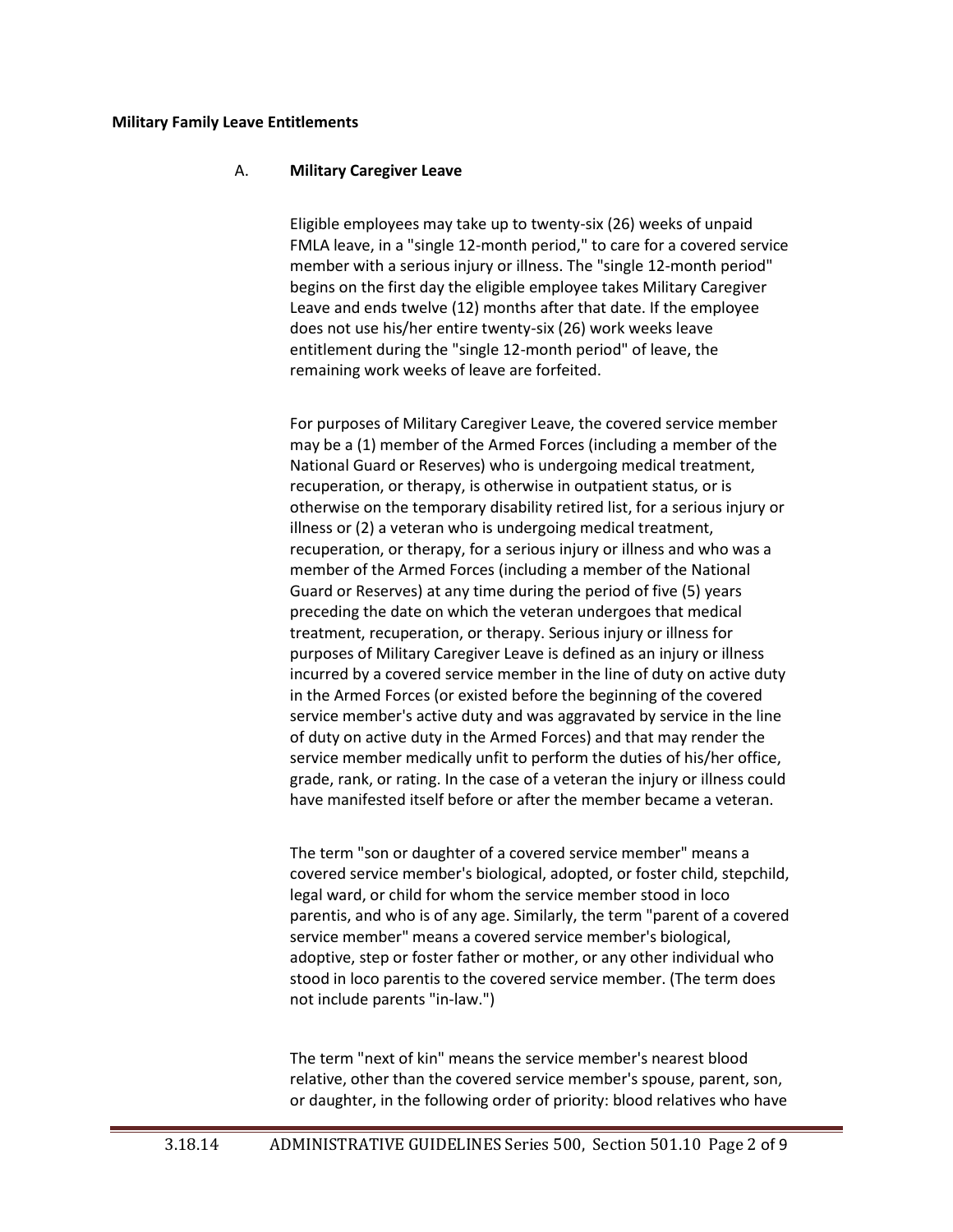**Military Family Leave Entitlements**

A. **Military Caregiver Leave**

Eligible employees may take up to twenty-six (26) weeks of unpaid FMLA leave, in a "single 12-month period," to care for a covered service member with a serious injury or illness. The "single 12-month period" begins on the first day the eligible employee takes Military Caregiver Leave and ends twelve (12) months after that date. If the employee does not use his/her entire twenty-six (26) work weeks leave entitlement during the "single 12-month period" of leave, the remaining work weeks of leave are forfeited.

For purposes of Military Caregiver Leave, the covered service member may be a (1) member of the Armed Forces (including a member of the National Guard or Reserves) who is undergoing medical treatment, recuperation, or therapy, is otherwise in outpatient status, or is otherwise on the temporary disability retired list, for a serious injury or illness or (2) a veteran who is undergoing medical treatment, recuperation, or therapy, for a serious injury or illness and who was a member of the Armed Forces (including a member of the National Guard or Reserves) at any time during the period of five (5) years preceding the date on which the veteran undergoes that medical treatment, recuperation, or therapy. Serious injury or illness for purposes of Military Caregiver Leave is defined as an injury or illness incurred by a covered service member in the line of duty on active duty in the Armed Forces (or existed before the beginning of the covered service member's active duty and was aggravated by service in the line of duty on active duty in the Armed Forces) and that may render the service member medically unfit to perform the duties of his/her office, grade, rank, or rating. In the case of a veteran the injury or illness could have manifested itself before or after the member became a veteran.

The term "son or daughter of a covered service member" means a covered service member's biological, adopted, or foster child, stepchild, legal ward, or child for whom the service member stood in loco parentis, and who is of any age. Similarly, the term "parent of a covered service member" means a covered service member's biological, adoptive, step or foster father or mother, or any other individual who stood in loco parentis to the covered service member. (The term does not include parents "in-law.")

The term "next of kin" means the service member's nearest blood relative, other than the covered service member's spouse, parent, son, or daughter, in the following order of priority: blood relatives who have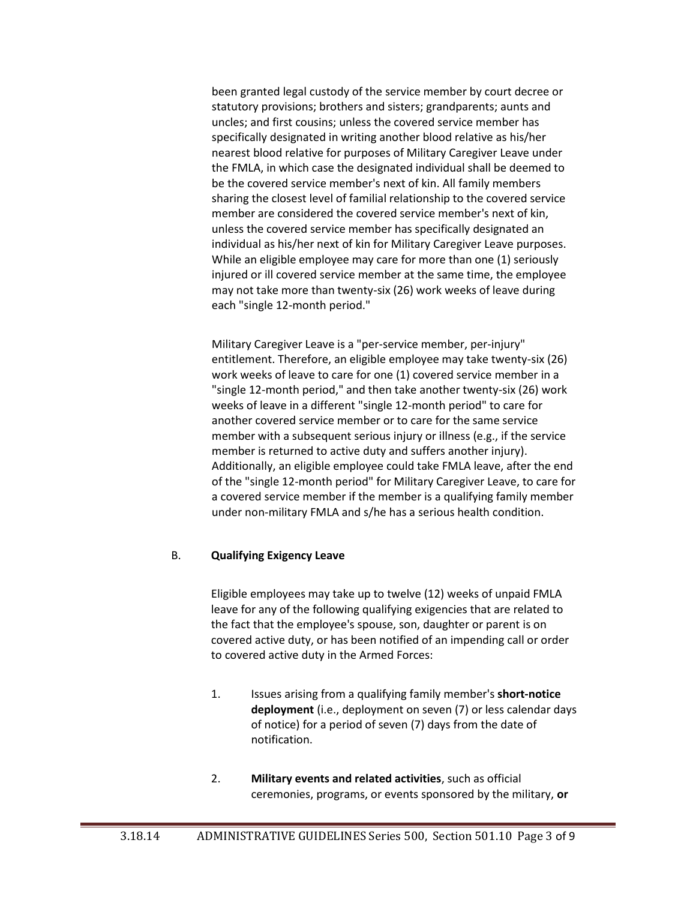been granted legal custody of the service member by court decree or statutory provisions; brothers and sisters; grandparents; aunts and uncles; and first cousins; unless the covered service member has specifically designated in writing another blood relative as his/her nearest blood relative for purposes of Military Caregiver Leave under the FMLA, in which case the designated individual shall be deemed to be the covered service member's next of kin. All family members sharing the closest level of familial relationship to the covered service member are considered the covered service member's next of kin, unless the covered service member has specifically designated an individual as his/her next of kin for Military Caregiver Leave purposes. While an eligible employee may care for more than one (1) seriously injured or ill covered service member at the same time, the employee may not take more than twenty-six (26) work weeks of leave during each "single 12-month period."

Military Caregiver Leave is a "per-service member, per-injury" entitlement. Therefore, an eligible employee may take twenty-six (26) work weeks of leave to care for one (1) covered service member in a "single 12-month period," and then take another twenty-six (26) work weeks of leave in a different "single 12-month period" to care for another covered service member or to care for the same service member with a subsequent serious injury or illness (e.g., if the service member is returned to active duty and suffers another injury). Additionally, an eligible employee could take FMLA leave, after the end of the "single 12-month period" for Military Caregiver Leave, to care for a covered service member if the member is a qualifying family member under non-military FMLA and s/he has a serious health condition.

B. **Qualifying Exigency Leave**

Eligible employees may take up to twelve (12) weeks of unpaid FMLA leave for any of the following qualifying exigencies that are related to the fact that the employee's spouse, son, daughter or parent is on covered active duty, or has been notified of an impending call or order to covered active duty in the Armed Forces:

1. Issues arising from a qualifying family member's **short-notice deployment** (i.e., deployment on seven (7) or less calendar days of notice) for a period of seven (7) days from the date of notification.

2. **Military events and related activities**, such as official ceremonies, programs, or events sponsored by the military, **or**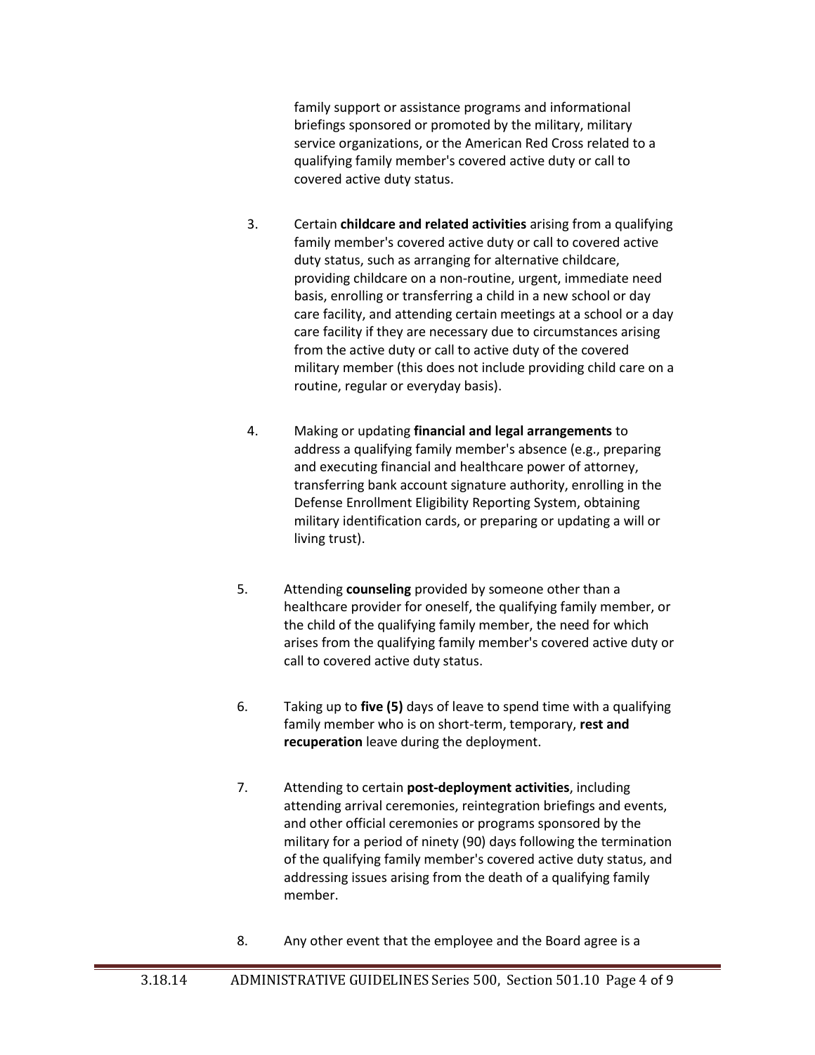family support or assistance programs and informational briefings sponsored or promoted by the military, military service organizations, or the American Red Cross related to a qualifying family member's covered active duty or call to covered active duty status.

3. Certain **childcare and related activities** arising from a qualifying family member's covered active duty or call to covered active duty status, such as arranging for alternative childcare, providing childcare on a non-routine, urgent, immediate need basis, enrolling or transferring a child in a new school or day care facility, and attending certain meetings at a school or a day care facility if they are necessary due to circumstances arising from the active duty or call to active duty of the covered military member (this does not include providing child care on a routine, regular or everyday basis).

4. Making or updating **financial and legal arrangements** to address a qualifying family member's absence (e.g., preparing and executing financial and healthcare power of attorney, transferring bank account signature authority, enrolling in the Defense Enrollment Eligibility Reporting System, obtaining military identification cards, or preparing or updating a will or living trust).

5. Attending **counseling** provided by someone other than a healthcare provider for oneself, the qualifying family member, or the child of the qualifying family member, the need for which arises from the qualifying family member's covered active duty or call to covered active duty status.

6. Taking up to **five (5)** days of leave to spend time with a qualifying family member who is on short-term, temporary, **rest and recuperation** leave during the deployment.

7. Attending to certain **post-deployment activities**, including attending arrival ceremonies, reintegration briefings and events, and other official ceremonies or programs sponsored by the military for a period of ninety (90) days following the termination of the qualifying family member's covered active duty status, and addressing issues arising from the death of a qualifying family member.

8. Any other event that the employee and the Board agree is a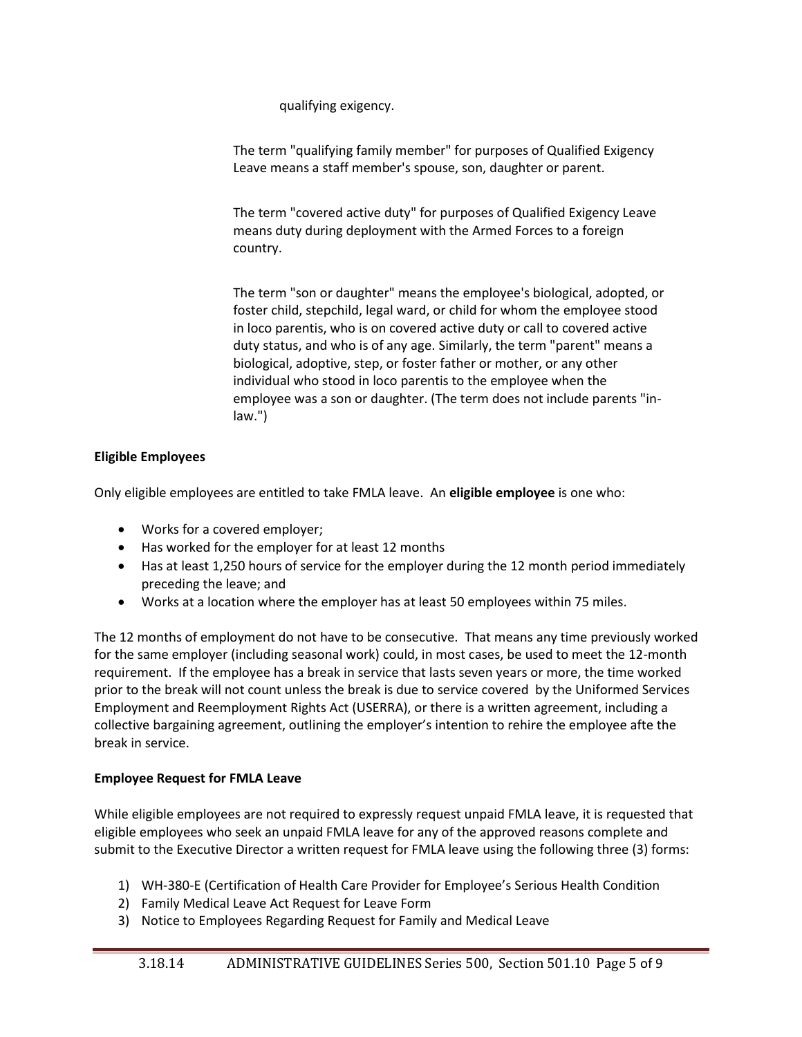qualifying exigency.

The term "qualifying family member" for purposes of Qualified Exigency Leave means a staff member's spouse, son, daughter or parent.

The term "covered active duty" for purposes of Qualified Exigency Leave means duty during deployment with the Armed Forces to a foreign country.

The term "son or daughter" means the employee's biological, adopted, or foster child, stepchild, legal ward, or child for whom the employee stood in loco parentis, who is on covered active duty or call to covered active duty status, and who is of any age. Similarly, the term "parent" means a biological, adoptive, step, or foster father or mother, or any other individual who stood in loco parentis to the employee when the employee was a son or daughter. (The term does not include parents "in-law.")

**Eligible Employees**

Only eligible employees are entitled to take FMLA leave. An **eligible employee** is one who:

- Works for a covered employer;
- Has worked for the employer for at least 12 months
- Has at least 1,250 hours of service for the employer during the 12 month period immediately preceding the leave; and
- Works at a location where the employer has at least 50 employees within 75 miles.

The 12 months of employment do not have to be consecutive. That means any time previously worked for the same employer (including seasonal work) could, in most cases, be used to meet the 12-month requirement. If the employee has a break in service that lasts seven years or more, the time worked prior to the break will not count unless the break is due to service covered by the Uniformed Services Employment and Reemployment Rights Act (USERRA), or there is a written agreement, including a collective bargaining agreement, outlining the employer's intention to rehire the employee afte the break in service.

**Employee Request for FMLA Leave**

While eligible employees are not required to expressly request unpaid FMLA leave, it is requested that eligible employees who seek an unpaid FMLA leave for any of the approved reasons complete and submit to the Executive Director a written request for FMLA leave using the following three (3) forms:

1) WH-380-E (Certification of Health Care Provider for Employee's Serious Health Condition
2) Family Medical Leave Act Request for Leave Form
3) Notice to Employees Regarding Request for Family and Medical Leave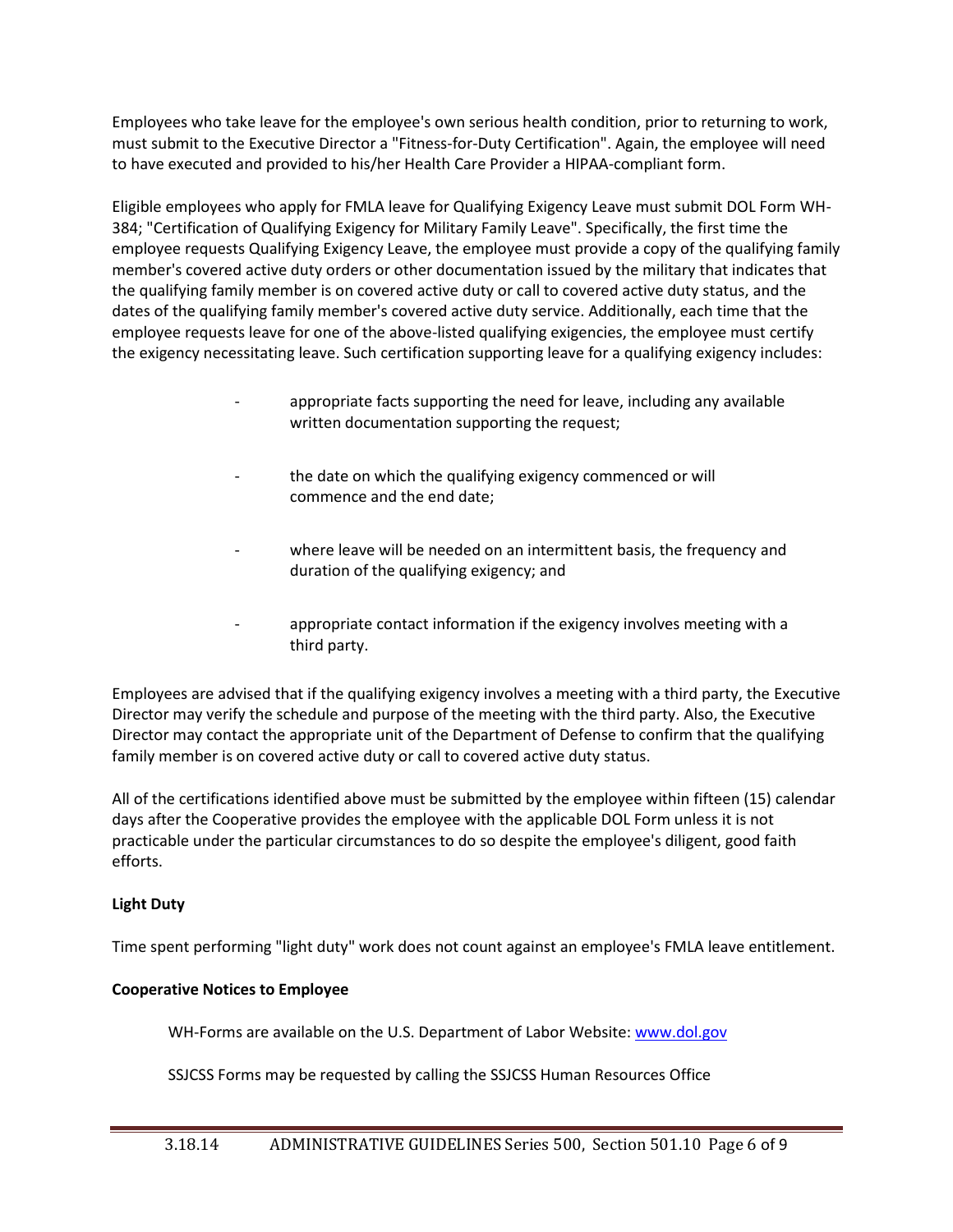Employees who take leave for the employee's own serious health condition, prior to returning to work, must submit to the Executive Director a "Fitness-for-Duty Certification". Again, the employee will need to have executed and provided to his/her Health Care Provider a HIPAA-compliant form.

Eligible employees who apply for FMLA leave for Qualifying Exigency Leave must submit DOL Form WH-384; "Certification of Qualifying Exigency for Military Family Leave". Specifically, the first time the employee requests Qualifying Exigency Leave, the employee must provide a copy of the qualifying family member's covered active duty orders or other documentation issued by the military that indicates that the qualifying family member is on covered active duty or call to covered active duty status, and the dates of the qualifying family member's covered active duty service. Additionally, each time that the employee requests leave for one of the above-listed qualifying exigencies, the employee must certify the exigency necessitating leave. Such certification supporting leave for a qualifying exigency includes:

- appropriate facts supporting the need for leave, including any available written documentation supporting the request;
- the date on which the qualifying exigency commenced or will commence and the end date;
- where leave will be needed on an intermittent basis, the frequency and duration of the qualifying exigency; and
- appropriate contact information if the exigency involves meeting with a third party.

Employees are advised that if the qualifying exigency involves a meeting with a third party, the Executive Director may verify the schedule and purpose of the meeting with the third party. Also, the Executive Director may contact the appropriate unit of the Department of Defense to confirm that the qualifying family member is on covered active duty or call to covered active duty status.

All of the certifications identified above must be submitted by the employee within fifteen (15) calendar days after the Cooperative provides the employee with the applicable DOL Form unless it is not practicable under the particular circumstances to do so despite the employee's diligent, good faith efforts.

**Light Duty**

Time spent performing "light duty" work does not count against an employee's FMLA leave entitlement.

**Cooperative Notices to Employee**

WH-Forms are available on the U.S. Department of Labor Website: www.dol.gov

SSJCSS Forms may be requested by calling the SSJCSS Human Resources Office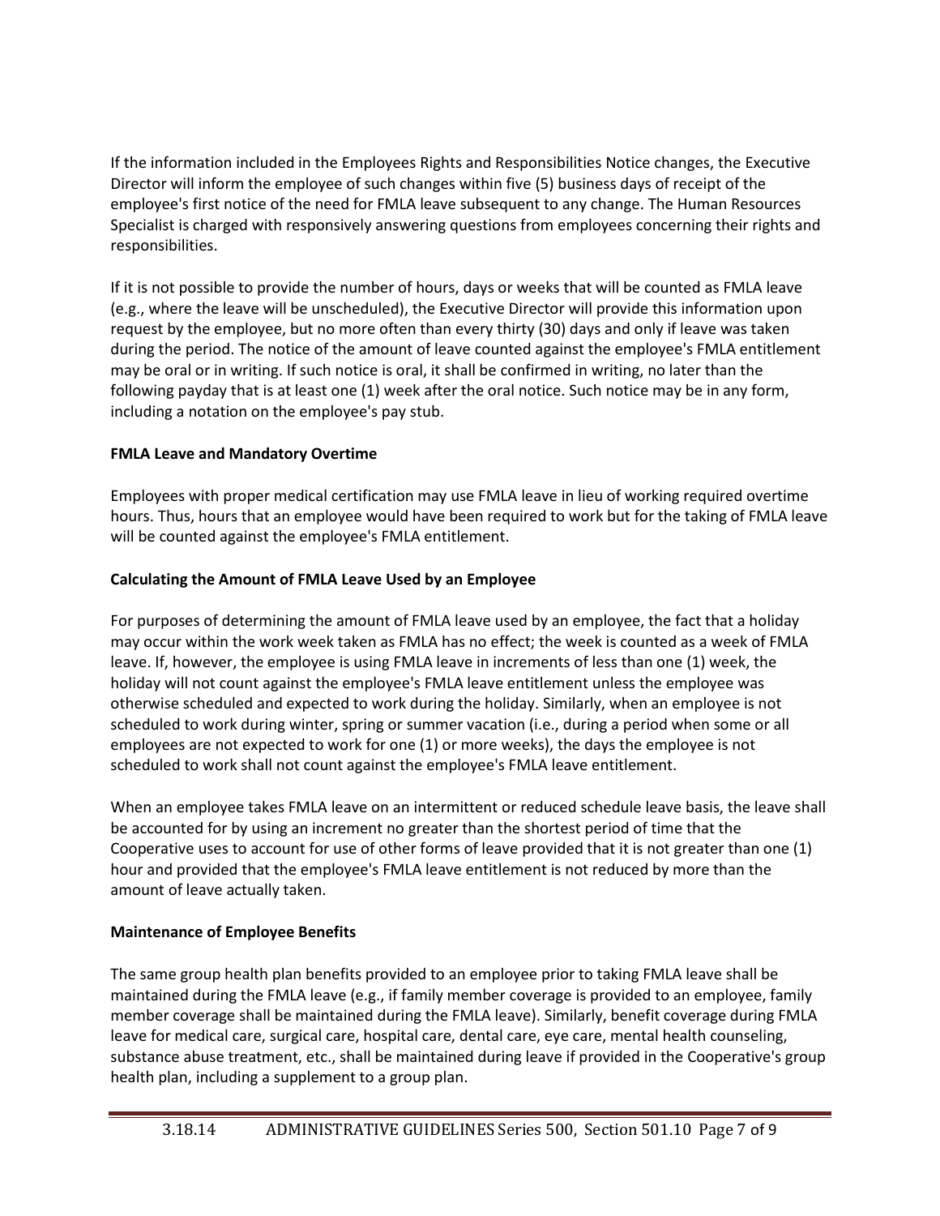If the information included in the Employees Rights and Responsibilities Notice changes, the Executive Director will inform the employee of such changes within five (5) business days of receipt of the employee's first notice of the need for FMLA leave subsequent to any change. The Human Resources Specialist is charged with responsively answering questions from employees concerning their rights and responsibilities.

If it is not possible to provide the number of hours, days or weeks that will be counted as FMLA leave (e.g., where the leave will be unscheduled), the Executive Director will provide this information upon request by the employee, but no more often than every thirty (30) days and only if leave was taken during the period. The notice of the amount of leave counted against the employee's FMLA entitlement may be oral or in writing. If such notice is oral, it shall be confirmed in writing, no later than the following payday that is at least one (1) week after the oral notice. Such notice may be in any form, including a notation on the employee's pay stub.

**FMLA Leave and Mandatory Overtime**

Employees with proper medical certification may use FMLA leave in lieu of working required overtime hours. Thus, hours that an employee would have been required to work but for the taking of FMLA leave will be counted against the employee's FMLA entitlement.

**Calculating the Amount of FMLA Leave Used by an Employee**

For purposes of determining the amount of FMLA leave used by an employee, the fact that a holiday may occur within the work week taken as FMLA has no effect; the week is counted as a week of FMLA leave. If, however, the employee is using FMLA leave in increments of less than one (1) week, the holiday will not count against the employee's FMLA leave entitlement unless the employee was otherwise scheduled and expected to work during the holiday. Similarly, when an employee is not scheduled to work during winter, spring or summer vacation (i.e., during a period when some or all employees are not expected to work for one (1) or more weeks), the days the employee is not scheduled to work shall not count against the employee's FMLA leave entitlement.

When an employee takes FMLA leave on an intermittent or reduced schedule leave basis, the leave shall be accounted for by using an increment no greater than the shortest period of time that the Cooperative uses to account for use of other forms of leave provided that it is not greater than one (1) hour and provided that the employee's FMLA leave entitlement is not reduced by more than the amount of leave actually taken.

**Maintenance of Employee Benefits**

The same group health plan benefits provided to an employee prior to taking FMLA leave shall be maintained during the FMLA leave (e.g., if family member coverage is provided to an employee, family member coverage shall be maintained during the FMLA leave). Similarly, benefit coverage during FMLA leave for medical care, surgical care, hospital care, dental care, eye care, mental health counseling, substance abuse treatment, etc., shall be maintained during leave if provided in the Cooperative's group health plan, including a supplement to a group plan.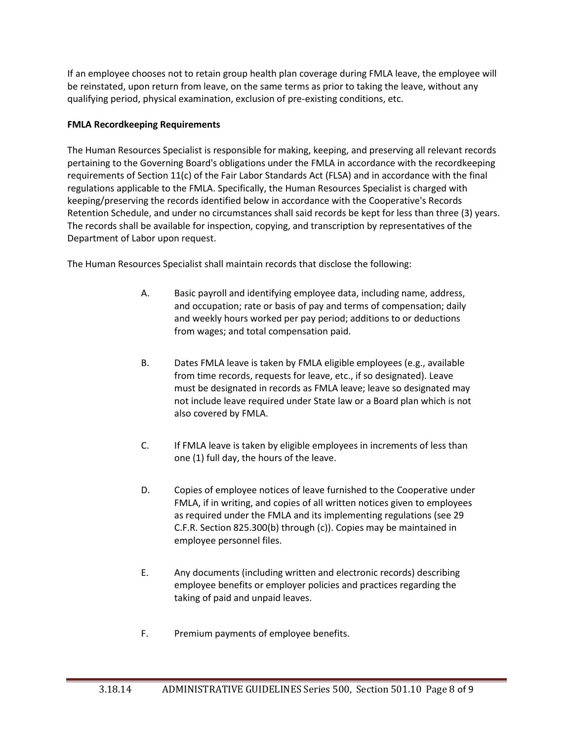If an employee chooses not to retain group health plan coverage during FMLA leave, the employee will be reinstated, upon return from leave, on the same terms as prior to taking the leave, without any qualifying period, physical examination, exclusion of pre-existing conditions, etc.

**FMLA Recordkeeping Requirements**

The Human Resources Specialist is responsible for making, keeping, and preserving all relevant records pertaining to the Governing Board's obligations under the FMLA in accordance with the recordkeeping requirements of Section 11(c) of the Fair Labor Standards Act (FLSA) and in accordance with the final regulations applicable to the FMLA. Specifically, the Human Resources Specialist is charged with keeping/preserving the records identified below in accordance with the Cooperative's Records Retention Schedule, and under no circumstances shall said records be kept for less than three (3) years. The records shall be available for inspection, copying, and transcription by representatives of the Department of Labor upon request.

The Human Resources Specialist shall maintain records that disclose the following:

A. Basic payroll and identifying employee data, including name, address, and occupation; rate or basis of pay and terms of compensation; daily and weekly hours worked per pay period; additions to or deductions from wages; and total compensation paid.

B. Dates FMLA leave is taken by FMLA eligible employees (e.g., available from time records, requests for leave, etc., if so designated). Leave must be designated in records as FMLA leave; leave so designated may not include leave required under State law or a Board plan which is not also covered by FMLA.

C. If FMLA leave is taken by eligible employees in increments of less than one (1) full day, the hours of the leave.

D. Copies of employee notices of leave furnished to the Cooperative under FMLA, if in writing, and copies of all written notices given to employees as required under the FMLA and its implementing regulations (see 29 C.F.R. Section 825.300(b) through (c)). Copies may be maintained in employee personnel files.

E. Any documents (including written and electronic records) describing employee benefits or employer policies and practices regarding the taking of paid and unpaid leaves.

F. Premium payments of employee benefits.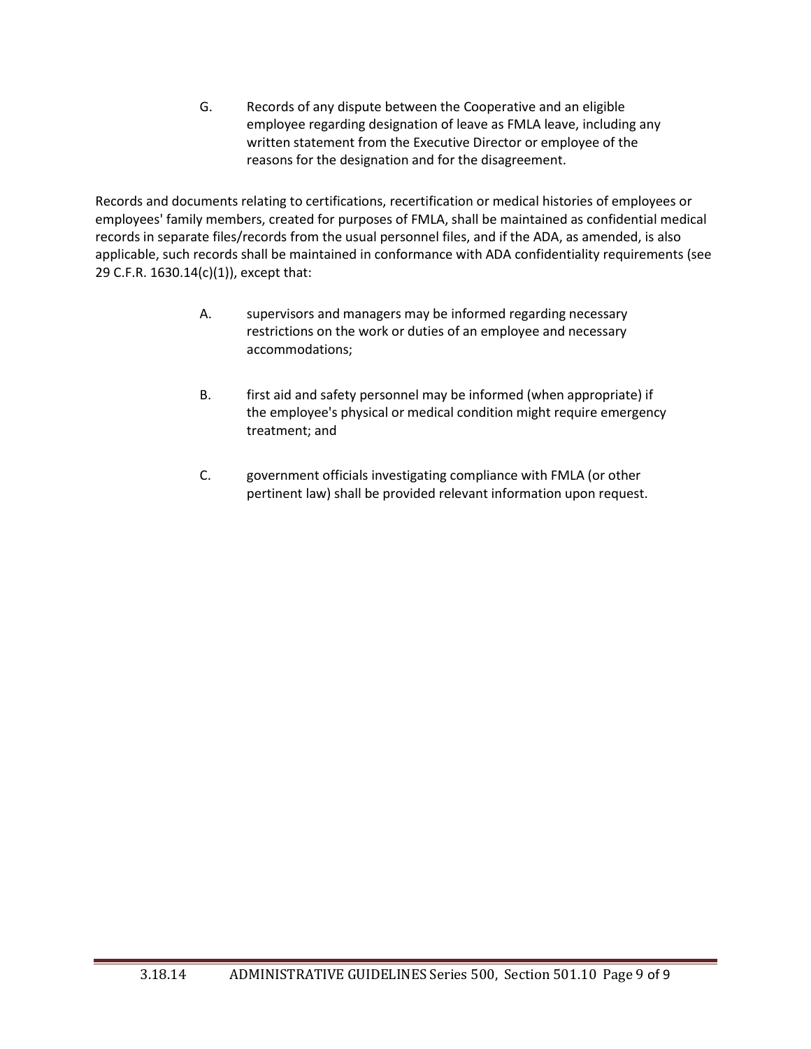G. Records of any dispute between the Cooperative and an eligible employee regarding designation of leave as FMLA leave, including any written statement from the Executive Director or employee of the reasons for the designation and for the disagreement.

Records and documents relating to certifications, recertification or medical histories of employees or employees' family members, created for purposes of FMLA, shall be maintained as confidential medical records in separate files/records from the usual personnel files, and if the ADA, as amended, is also applicable, such records shall be maintained in conformance with ADA confidentiality requirements (see 29 C.F.R. 1630.14(c)(1)), except that:

A. supervisors and managers may be informed regarding necessary restrictions on the work or duties of an employee and necessary accommodations;

B. first aid and safety personnel may be informed (when appropriate) if the employee's physical or medical condition might require emergency treatment; and

C. government officials investigating compliance with FMLA (or other pertinent law) shall be provided relevant information upon request.